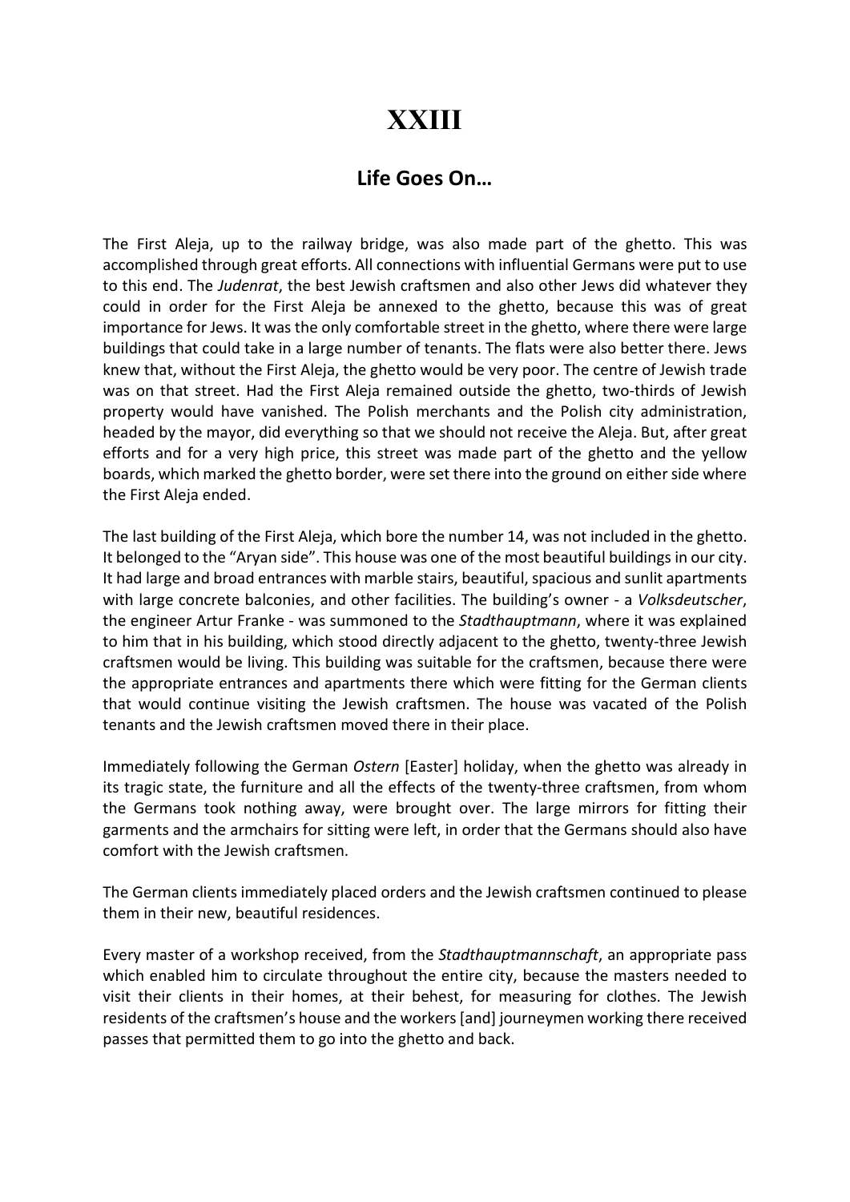# XXIII

## Life Goes On…

The First Aleja, up to the railway bridge, was also made part of the ghetto. This was accomplished through great efforts. All connections with influential Germans were put to use to this end. The *Judenrat*, the best Jewish craftsmen and also other Jews did whatever they could in order for the First Aleja be annexed to the ghetto, because this was of great importance for Jews. It was the only comfortable street in the ghetto, where there were large buildings that could take in a large number of tenants. The flats were also better there. Jews knew that, without the First Aleja, the ghetto would be very poor. The centre of Jewish trade was on that street. Had the First Aleja remained outside the ghetto, two-thirds of Jewish property would have vanished. The Polish merchants and the Polish city administration, headed by the mayor, did everything so that we should not receive the Aleja. But, after great efforts and for a very high price, this street was made part of the ghetto and the yellow boards, which marked the ghetto border, were set there into the ground on either side where the First Aleja ended.

The last building of the First Aleja, which bore the number 14, was not included in the ghetto. It belonged to the "Aryan side". This house was one of the most beautiful buildings in our city. It had large and broad entrances with marble stairs, beautiful, spacious and sunlit apartments with large concrete balconies, and other facilities. The building's owner - a *Volksdeutscher*, the engineer Artur Franke - was summoned to the *Stadthauptmann*, where it was explained to him that in his building, which stood directly adjacent to the ghetto, twenty-three Jewish craftsmen would be living. This building was suitable for the craftsmen, because there were the appropriate entrances and apartments there which were fitting for the German clients that would continue visiting the Jewish craftsmen. The house was vacated of the Polish tenants and the Jewish craftsmen moved there in their place.

Immediately following the German *Ostern* [Easter] holiday, when the ghetto was already in its tragic state, the furniture and all the effects of the twenty-three craftsmen, from whom the Germans took nothing away, were brought over. The large mirrors for fitting their garments and the armchairs for sitting were left, in order that the Germans should also have comfort with the Jewish craftsmen.

The German clients immediately placed orders and the Jewish craftsmen continued to please them in their new, beautiful residences.

Every master of a workshop received, from the *Stadthauptmannschaft*, an appropriate pass which enabled him to circulate throughout the entire city, because the masters needed to visit their clients in their homes, at their behest, for measuring for clothes. The Jewish residents of the craftsmen's house and the workers [and] journeymen working there received passes that permitted them to go into the ghetto and back.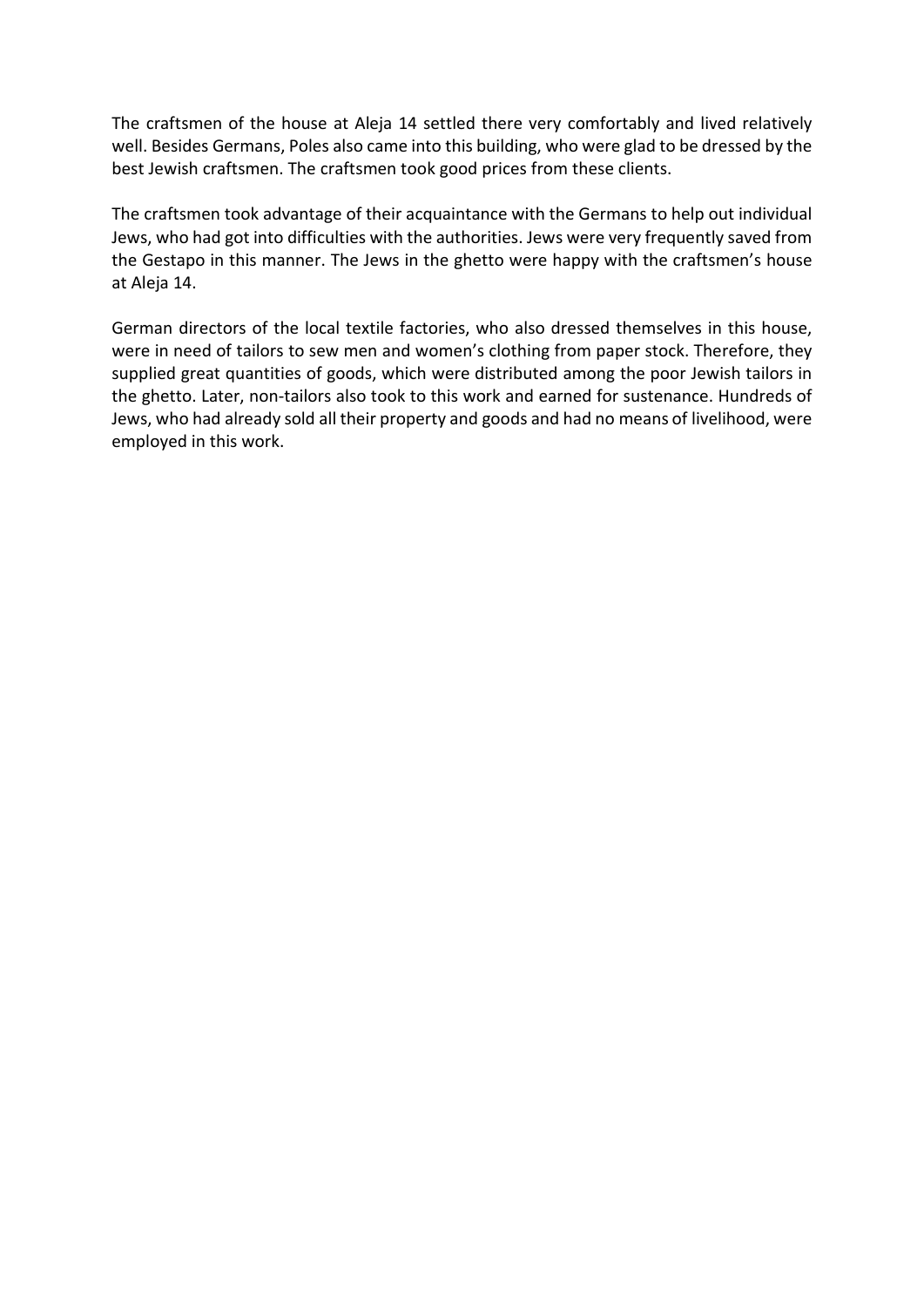The craftsmen of the house at Aleja 14 settled there very comfortably and lived relatively well. Besides Germans, Poles also came into this building, who were glad to be dressed by the best Jewish craftsmen. The craftsmen took good prices from these clients.

The craftsmen took advantage of their acquaintance with the Germans to help out individual Jews, who had got into difficulties with the authorities. Jews were very frequently saved from the Gestapo in this manner. The Jews in the ghetto were happy with the craftsmen's house at Aleja 14.

German directors of the local textile factories, who also dressed themselves in this house, were in need of tailors to sew men and women's clothing from paper stock. Therefore, they supplied great quantities of goods, which were distributed among the poor Jewish tailors in the ghetto. Later, non-tailors also took to this work and earned for sustenance. Hundreds of Jews, who had already sold all their property and goods and had no means of livelihood, were employed in this work.